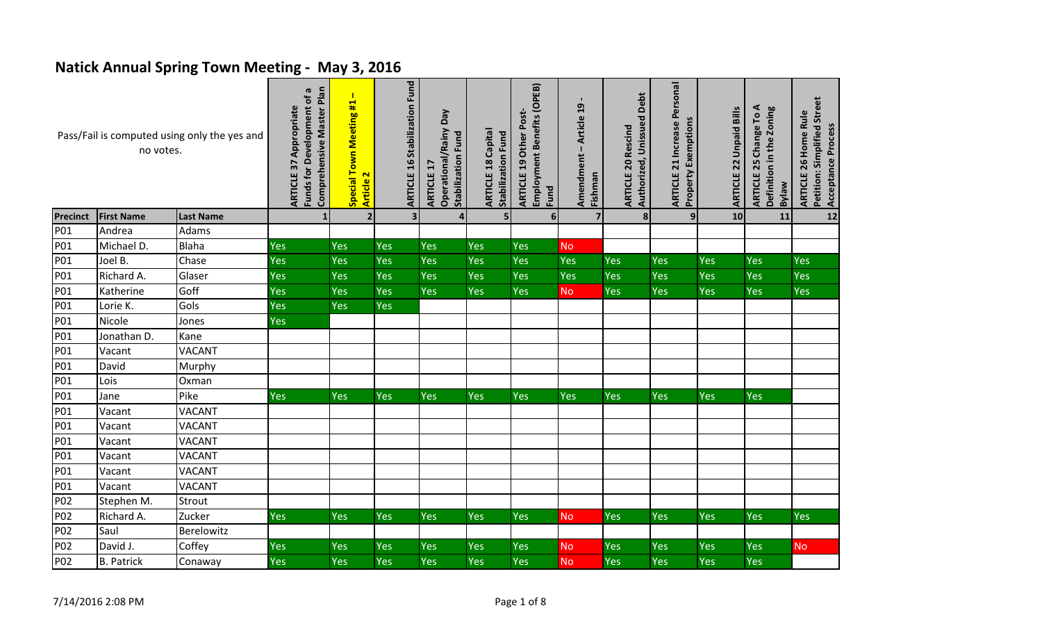# Natick Annual Spring Town Meeting - May 3, 2016

| Pass/Fail is computed using only the yes and no votes. | | | ARTICLE 37 Appropriate Funds for Development of a Comprehensive Master Plan | Special Town Meeting #1 – Article 2 | ARTICLE 16 Stabilization Fund | ARTICLE 17 Operational/Rainy Day Stabilization Fund | ARTICLE 18 Capital Stabilization Fund | ARTICLE 19 Other Post-Employment Benefits (OPEB) Fund | Amendment – Article 19 - Fishman | ARTICLE 20 Rescind Authorized, Unissued Debt | ARTICLE 21 Increase Personal Property Exemptions | ARTICLE 22 Unpaid Bills | ARTICLE 25 Change To A Definition in the Zoning Bylaw | ARTICLE 26 Home Rule Petition: Simplified Street Acceptance Process |
|---|---|---|---|---|---|---|---|---|---|---|---|---|---|---|
| **Precinct** | **First Name** | **Last Name** | 1 | 2 | 3 | 4 | 5 | 6 | 7 | 8 | 9 | 10 | 11 | 12 |
| P01 | Andrea | Adams | | | | | | | | | | | | |
| P01 | Michael D. | Blaha | Yes | Yes | Yes | Yes | Yes | Yes | No | | | | | |
| P01 | Joel B. | Chase | Yes | Yes | Yes | Yes | Yes | Yes | Yes | Yes | Yes | Yes | Yes | Yes |
| P01 | Richard A. | Glaser | Yes | Yes | Yes | Yes | Yes | Yes | Yes | Yes | Yes | Yes | Yes | Yes |
| P01 | Katherine | Goff | Yes | Yes | Yes | Yes | Yes | Yes | No | Yes | Yes | Yes | Yes | Yes |
| P01 | Lorie K. | Gols | Yes | Yes | Yes | | | | | | | | | |
| P01 | Nicole | Jones | Yes | | | | | | | | | | | |
| P01 | Jonathan D. | Kane | | | | | | | | | | | | |
| P01 | Vacant | VACANT | | | | | | | | | | | | |
| P01 | David | Murphy | | | | | | | | | | | | |
| P01 | Lois | Oxman | | | | | | | | | | | | |
| P01 | Jane | Pike | Yes | Yes | Yes | Yes | Yes | Yes | Yes | Yes | Yes | Yes | Yes | |
| P01 | Vacant | VACANT | | | | | | | | | | | | |
| P01 | Vacant | VACANT | | | | | | | | | | | | |
| P01 | Vacant | VACANT | | | | | | | | | | | | |
| P01 | Vacant | VACANT | | | | | | | | | | | | |
| P01 | Vacant | VACANT | | | | | | | | | | | | |
| P01 | Vacant | VACANT | | | | | | | | | | | | |
| P02 | Stephen M. | Strout | | | | | | | | | | | | |
| P02 | Richard A. | Zucker | Yes | Yes | Yes | Yes | Yes | Yes | No | Yes | Yes | Yes | Yes | Yes |
| P02 | Saul | Berelowitz | | | | | | | | | | | | |
| P02 | David J. | Coffey | Yes | Yes | Yes | Yes | Yes | Yes | No | Yes | Yes | Yes | Yes | No |
| P02 | B. Patrick | Conaway | Yes | Yes | Yes | Yes | Yes | Yes | No | Yes | Yes | Yes | Yes | |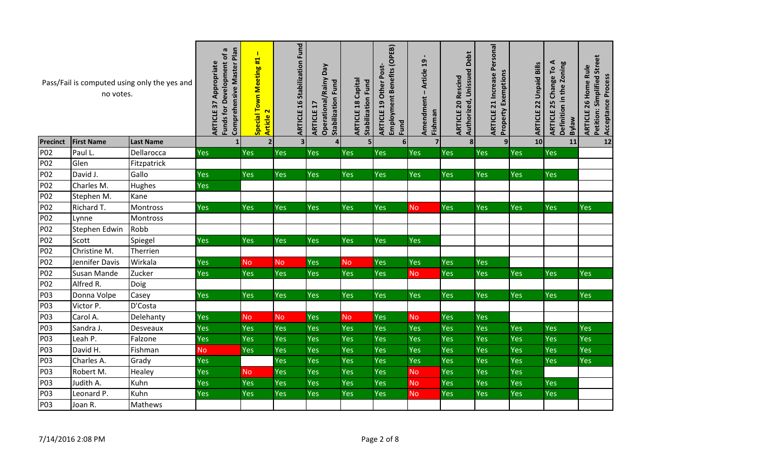| Pass/Fail is computed using only the yes and no votes. | | | ARTICLE 37 Appropriate Funds for Development of a Comprehensive Master Plan | Special Town Meeting #1 – Article 2 | ARTICLE 16 Stabilization Fund | ARTICLE 17 Operational/Rainy Day Stabilization Fund | ARTICLE 18 Capital Stabilization Fund | ARTICLE 19 Other Post-Employment Benefits (OPEB) Fund | Amendment – Article 19 - Fishman | ARTICLE 20 Rescind Authorized, Unissued Debt | ARTICLE 21 Increase Personal Property Exemptions | ARTICLE 22 Unpaid Bills | ARTICLE 25 Change To A Definition in the Zoning Bylaw | ARTICLE 26 Home Rule Petition: Simplified Street Acceptance Process |
|---|---|---|---|---|---|---|---|---|---|---|---|---|---|---|
| Precinct | First Name | Last Name | 1 | 2 | 3 | 4 | 5 | 6 | 7 | 8 | 9 | 10 | 11 | 12 |
| P02 | Paul L. | Dellarocca | Yes | Yes | Yes | Yes | Yes | Yes | Yes | Yes | Yes | Yes | Yes | |
| P02 | Glen | Fitzpatrick | | | | | | | | | | | | |
| P02 | David J. | Gallo | Yes | Yes | Yes | Yes | Yes | Yes | Yes | Yes | Yes | Yes | Yes | |
| P02 | Charles M. | Hughes | Yes | | | | | | | | | | | |
| P02 | Stephen M. | Kane | | | | | | | | | | | | |
| P02 | Richard T. | Montross | Yes | Yes | Yes | Yes | Yes | Yes | No | Yes | Yes | Yes | Yes | Yes |
| P02 | Lynne | Montross | | | | | | | | | | | | |
| P02 | Stephen Edwin | Robb | | | | | | | | | | | | |
| P02 | Scott | Spiegel | Yes | Yes | Yes | Yes | Yes | Yes | Yes | | | | | |
| P02 | Christine M. | Therrien | | | | | | | | | | | | |
| P02 | Jennifer Davis | Wirkala | Yes | No | No | Yes | No | Yes | Yes | Yes | Yes | | | |
| P02 | Susan Mande | Zucker | Yes | Yes | Yes | Yes | Yes | Yes | No | Yes | Yes | Yes | Yes | Yes |
| P02 | Alfred R. | Doig | | | | | | | | | | | | |
| P03 | Donna Volpe | Casey | Yes | Yes | Yes | Yes | Yes | Yes | Yes | Yes | Yes | Yes | Yes | Yes |
| P03 | Victor P. | D'Costa | | | | | | | | | | | | |
| P03 | Carol A. | Delehanty | Yes | No | No | Yes | No | Yes | No | Yes | Yes | | | |
| P03 | Sandra J. | Desveaux | Yes | Yes | Yes | Yes | Yes | Yes | Yes | Yes | Yes | Yes | Yes | Yes |
| P03 | Leah P. | Falzone | Yes | Yes | Yes | Yes | Yes | Yes | Yes | Yes | Yes | Yes | Yes | Yes |
| P03 | David H. | Fishman | No | Yes | Yes | Yes | Yes | Yes | Yes | Yes | Yes | Yes | Yes | Yes |
| P03 | Charles A. | Grady | Yes | | Yes | Yes | Yes | Yes | Yes | Yes | Yes | Yes | Yes | Yes |
| P03 | Robert M. | Healey | Yes | No | Yes | Yes | Yes | Yes | No | Yes | Yes | Yes | | |
| P03 | Judith A. | Kuhn | Yes | Yes | Yes | Yes | Yes | Yes | No | Yes | Yes | Yes | Yes | |
| P03 | Leonard P. | Kuhn | Yes | Yes | Yes | Yes | Yes | Yes | No | Yes | Yes | Yes | Yes | |
| P03 | Joan R. | Mathews | | | | | | | | | | | | |

7/14/2016 2:08 PM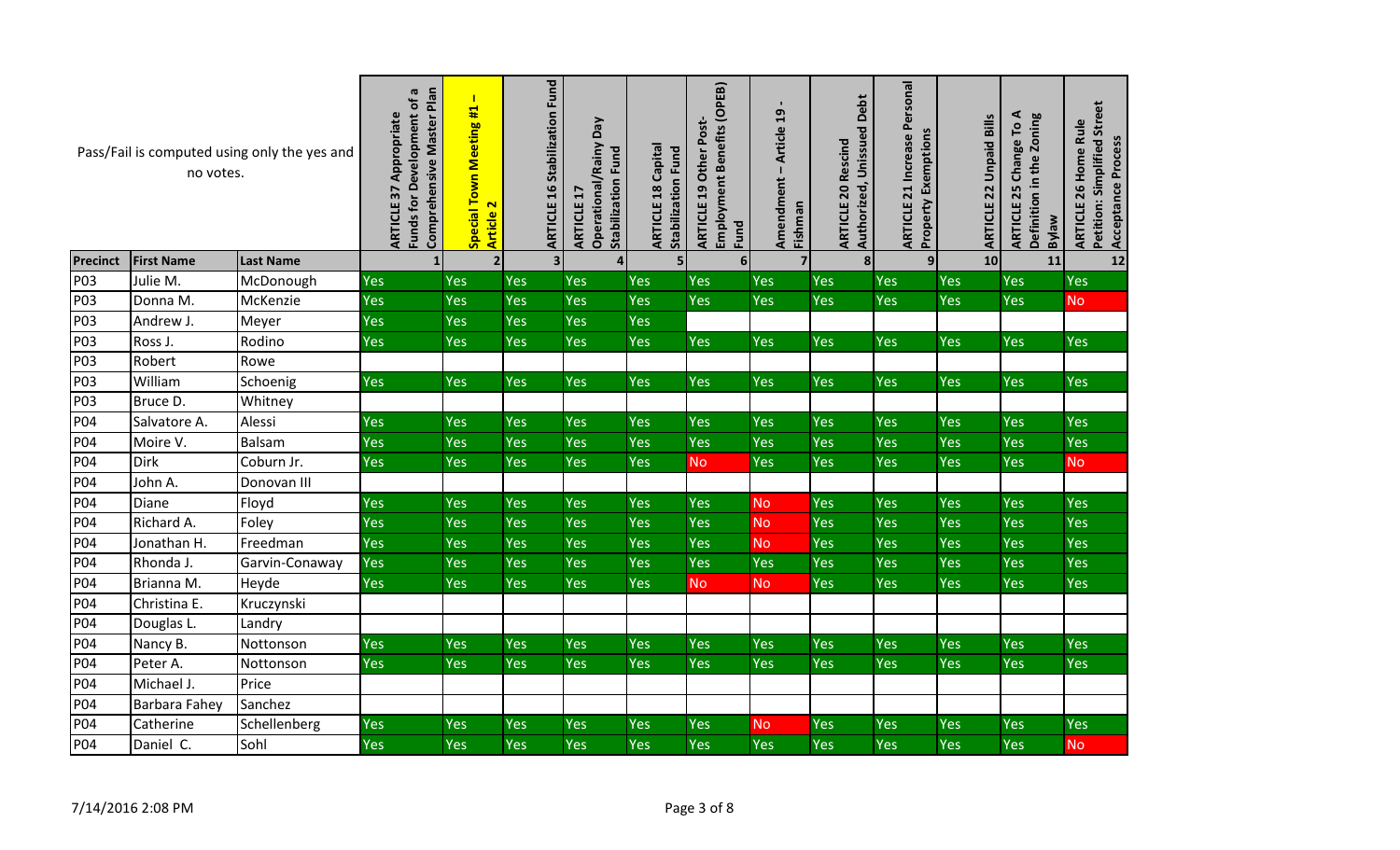| Pass/Fail is computed using only the yes and no votes. | | | ARTICLE 37 Appropriate Funds for Development of a Comprehensive Master Plan | Special Town Meeting #1 – Article 2 | ARTICLE 16 Stabilization Fund | ARTICLE 17 Operational/Rainy Day Stabilization Fund | ARTICLE 18 Capital Stabilization Fund | ARTICLE 19 Other Post-Employment Benefits (OPEB) Fund | Amendment – Article 19 - Fishman | ARTICLE 20 Rescind Authorized, Unissued Debt | ARTICLE 21 Increase Personal Property Exemptions | ARTICLE 22 Unpaid Bills | ARTICLE 25 Change To A Definition in the Zoning Bylaw | ARTICLE 26 Home Rule Petition: Simplified Street Acceptance Process |
|---|---|---|---|---|---|---|---|---|---|---|---|---|---|---|
| **Precinct** | **First Name** | **Last Name** | 1 | 2 | 3 | 4 | 5 | 6 | 7 | 8 | 9 | 10 | 11 | 12 |
| P03 | Julie M. | McDonough | Yes | Yes | Yes | Yes | Yes | Yes | Yes | Yes | Yes | Yes | Yes | Yes |
| P03 | Donna M. | McKenzie | Yes | Yes | Yes | Yes | Yes | Yes | Yes | Yes | Yes | Yes | Yes | No |
| P03 | Andrew J. | Meyer | Yes | Yes | Yes | Yes | Yes | | | | | | | |
| P03 | Ross J. | Rodino | Yes | Yes | Yes | Yes | Yes | Yes | Yes | Yes | Yes | Yes | Yes | Yes |
| P03 | Robert | Rowe | | | | | | | | | | | | |
| P03 | William | Schoenig | Yes | Yes | Yes | Yes | Yes | Yes | Yes | Yes | Yes | Yes | Yes | Yes |
| P03 | Bruce D. | Whitney | | | | | | | | | | | | |
| P04 | Salvatore A. | Alessi | Yes | Yes | Yes | Yes | Yes | Yes | Yes | Yes | Yes | Yes | Yes | Yes |
| P04 | Moire V. | Balsam | Yes | Yes | Yes | Yes | Yes | Yes | Yes | Yes | Yes | Yes | Yes | Yes |
| P04 | Dirk | Coburn Jr. | Yes | Yes | Yes | Yes | Yes | No | Yes | Yes | Yes | Yes | Yes | No |
| P04 | John A. | Donovan III | | | | | | | | | | | | |
| P04 | Diane | Floyd | Yes | Yes | Yes | Yes | Yes | Yes | No | Yes | Yes | Yes | Yes | Yes |
| P04 | Richard A. | Foley | Yes | Yes | Yes | Yes | Yes | Yes | No | Yes | Yes | Yes | Yes | Yes |
| P04 | Jonathan H. | Freedman | Yes | Yes | Yes | Yes | Yes | Yes | No | Yes | Yes | Yes | Yes | Yes |
| P04 | Rhonda J. | Garvin-Conaway | Yes | Yes | Yes | Yes | Yes | Yes | Yes | Yes | Yes | Yes | Yes | Yes |
| P04 | Brianna M. | Heyde | Yes | Yes | Yes | Yes | Yes | No | No | Yes | Yes | Yes | Yes | Yes |
| P04 | Christina E. | Kruczynski | | | | | | | | | | | | |
| P04 | Douglas L. | Landry | | | | | | | | | | | | |
| P04 | Nancy B. | Nottonson | Yes | Yes | Yes | Yes | Yes | Yes | Yes | Yes | Yes | Yes | Yes | Yes |
| P04 | Peter A. | Nottonson | Yes | Yes | Yes | Yes | Yes | Yes | Yes | Yes | Yes | Yes | Yes | Yes |
| P04 | Michael J. | Price | | | | | | | | | | | | |
| P04 | Barbara Fahey | Sanchez | | | | | | | | | | | | |
| P04 | Catherine | Schellenberg | Yes | Yes | Yes | Yes | Yes | Yes | No | Yes | Yes | Yes | Yes | Yes |
| P04 | Daniel C. | Sohl | Yes | Yes | Yes | Yes | Yes | Yes | Yes | Yes | Yes | Yes | Yes | No |

7/14/2016 2:08 PM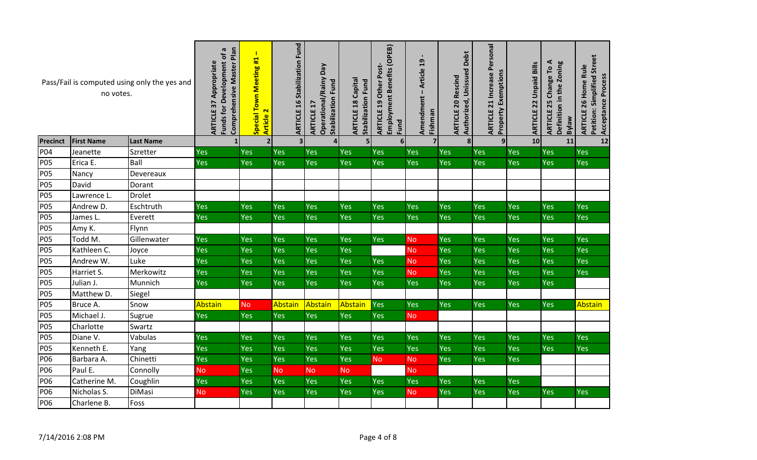Pass/Fail is computed using only the yes and no votes.

| | | | ARTICLE 37 Appropriate Funds for Development of a Comprehensive Master Plan | Special Town Meeting #1 – Article 2 | ARTICLE 16 Stabilization Fund | ARTICLE 17 Operational/Rainy Day Stabilization Fund | ARTICLE 18 Capital Stabilization Fund | ARTICLE 19 Other Post-Employment Benefits (OPEB) Fund | Amendment – Article 19 - Fishman | ARTICLE 20 Rescind Authorized, Unissued Debt | ARTICLE 21 Increase Personal Property Exemptions | ARTICLE 22 Unpaid Bills | ARTICLE 25 Change To A Definition in the Zoning Bylaw | ARTICLE 26 Home Rule Petition: Simplified Street Acceptance Process |
|---|---|---|---|---|---|---|---|---|---|---|---|---|---|---|
| Precinct | First Name | Last Name | 1 | 2 | 3 | 4 | 5 | 6 | 7 | 8 | 9 | 10 | 11 | 12 |
| P04 | Jeanette | Szretter | Yes | Yes | Yes | Yes | Yes | Yes | Yes | Yes | Yes | Yes | Yes | Yes |
| P05 | Erica E. | Ball | Yes | Yes | Yes | Yes | Yes | Yes | Yes | Yes | Yes | Yes | Yes | Yes |
| P05 | Nancy | Devereaux | | | | | | | | | | | | |
| P05 | David | Dorant | | | | | | | | | | | | |
| P05 | Lawrence L. | Drolet | | | | | | | | | | | | |
| P05 | Andrew D. | Eschtruth | Yes | Yes | Yes | Yes | Yes | Yes | Yes | Yes | Yes | Yes | Yes | Yes |
| P05 | James L. | Everett | Yes | Yes | Yes | Yes | Yes | Yes | Yes | Yes | Yes | Yes | Yes | Yes |
| P05 | Amy K. | Flynn | | | | | | | | | | | | |
| P05 | Todd M. | Gillenwater | Yes | Yes | Yes | Yes | Yes | Yes | No | Yes | Yes | Yes | Yes | Yes |
| P05 | Kathleen C. | Joyce | Yes | Yes | Yes | Yes | Yes | | No | Yes | Yes | Yes | Yes | Yes |
| P05 | Andrew W. | Luke | Yes | Yes | Yes | Yes | Yes | Yes | No | Yes | Yes | Yes | Yes | Yes |
| P05 | Harriet S. | Merkowitz | Yes | Yes | Yes | Yes | Yes | Yes | No | Yes | Yes | Yes | Yes | Yes |
| P05 | Julian J. | Munnich | Yes | Yes | Yes | Yes | Yes | Yes | Yes | Yes | Yes | Yes | Yes | |
| P05 | Matthew D. | Siegel | | | | | | | | | | | | |
| P05 | Bruce A. | Snow | Abstain | No | Abstain | Abstain | Abstain | Yes | Yes | Yes | Yes | Yes | Yes | Abstain |
| P05 | Michael J. | Sugrue | Yes | Yes | Yes | Yes | Yes | Yes | No | | | | | |
| P05 | Charlotte | Swartz | | | | | | | | | | | | |
| P05 | Diane V. | Vabulas | Yes | Yes | Yes | Yes | Yes | Yes | Yes | Yes | Yes | Yes | Yes | Yes |
| P05 | Kenneth E. | Yang | Yes | Yes | Yes | Yes | Yes | Yes | Yes | Yes | Yes | Yes | Yes | Yes |
| P06 | Barbara A. | Chinetti | Yes | Yes | Yes | Yes | Yes | No | No | Yes | Yes | Yes | | |
| P06 | Paul E. | Connolly | No | Yes | No | No | No | | No | | | | | |
| P06 | Catherine M. | Coughlin | Yes | Yes | Yes | Yes | Yes | Yes | Yes | Yes | Yes | Yes | | |
| P06 | Nicholas S. | DiMasi | No | Yes | Yes | Yes | Yes | Yes | No | Yes | Yes | Yes | Yes | Yes |
| P06 | Charlene B. | Foss | | | | | | | | | | | | |

7/14/2016 2:08 PM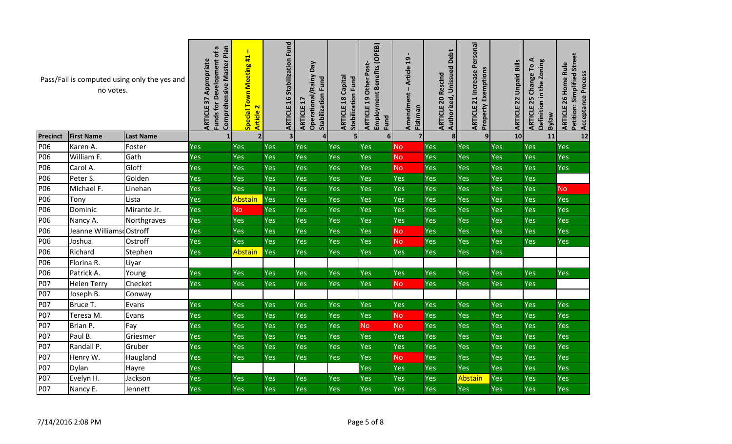| Pass/Fail is computed using only the yes and no votes. | | | ARTICLE 37 Appropriate Funds for Development of a Comprehensive Master Plan | Special Town Meeting #1 – Article 2 | ARTICLE 16 Stabilization Fund | ARTICLE 17 Operational/Rainy Day Stabilization Fund | ARTICLE 18 Capital Stabilization Fund | ARTICLE 19 Other Post-Employment Benefits (OPEB) Fund | Amendment – Article 19 - Fishman | ARTICLE 20 Rescind Authorized, Unissued Debt | ARTICLE 21 Increase Personal Property Exemptions | ARTICLE 22 Unpaid Bills | ARTICLE 25 Change To A Definition in the Zoning Bylaw | ARTICLE 26 Home Rule Petition: Simplified Street Acceptance Process |
|---|---|---|---|---|---|---|---|---|---|---|---|---|---|---|
| Precinct | First Name | Last Name | 1 | 2 | 3 | 4 | 5 | 6 | 7 | 8 | 9 | 10 | 11 | 12 |
| P06 | Karen A. | Foster | Yes | Yes | Yes | Yes | Yes | Yes | No | Yes | Yes | Yes | Yes | Yes |
| P06 | William F. | Gath | Yes | Yes | Yes | Yes | Yes | Yes | No | Yes | Yes | Yes | Yes | Yes |
| P06 | Carol A. | Gloff | Yes | Yes | Yes | Yes | Yes | Yes | No | Yes | Yes | Yes | Yes | Yes |
| P06 | Peter S. | Golden | Yes | Yes | Yes | Yes | Yes | Yes | Yes | Yes | Yes | Yes | Yes | |
| P06 | Michael F. | Linehan | Yes | Yes | Yes | Yes | Yes | Yes | Yes | Yes | Yes | Yes | Yes | No |
| P06 | Tony | Lista | Yes | Abstain | Yes | Yes | Yes | Yes | Yes | Yes | Yes | Yes | Yes | Yes |
| P06 | Dominic | Mirante Jr. | Yes | No | Yes | Yes | Yes | Yes | Yes | Yes | Yes | Yes | Yes | Yes |
| P06 | Nancy A. | Northgraves | Yes | Yes | Yes | Yes | Yes | Yes | Yes | Yes | Yes | Yes | Yes | Yes |
| P06 | Jeanne Williams | Ostroff | Yes | Yes | Yes | Yes | Yes | Yes | No | Yes | Yes | Yes | Yes | Yes |
| P06 | Joshua | Ostroff | Yes | Yes | Yes | Yes | Yes | Yes | No | Yes | Yes | Yes | Yes | Yes |
| P06 | Richard | Stephen | Yes | Abstain | Yes | Yes | Yes | Yes | Yes | Yes | Yes | Yes | | |
| P06 | Florina R. | Uyar | | | | | | | | | | | | |
| P06 | Patrick A. | Young | Yes | Yes | Yes | Yes | Yes | Yes | Yes | Yes | Yes | Yes | Yes | Yes |
| P07 | Helen Terry | Checket | Yes | Yes | Yes | Yes | Yes | Yes | No | Yes | Yes | Yes | Yes | |
| P07 | Joseph B. | Conway | | | | | | | | | | | | |
| P07 | Bruce T. | Evans | Yes | Yes | Yes | Yes | Yes | Yes | Yes | Yes | Yes | Yes | Yes | Yes |
| P07 | Teresa M. | Evans | Yes | Yes | Yes | Yes | Yes | Yes | No | Yes | Yes | Yes | Yes | Yes |
| P07 | Brian P. | Fay | Yes | Yes | Yes | Yes | Yes | No | No | Yes | Yes | Yes | Yes | Yes |
| P07 | Paul B. | Griesmer | Yes | Yes | Yes | Yes | Yes | Yes | Yes | Yes | Yes | Yes | Yes | Yes |
| P07 | Randall P. | Gruber | Yes | Yes | Yes | Yes | Yes | Yes | Yes | Yes | Yes | Yes | Yes | Yes |
| P07 | Henry W. | Haugland | Yes | Yes | Yes | Yes | Yes | Yes | No | Yes | Yes | Yes | Yes | Yes |
| P07 | Dylan | Hayre | Yes | | | | | Yes | Yes | Yes | Yes | Yes | Yes | Yes |
| P07 | Evelyn H. | Jackson | Yes | Yes | Yes | Yes | Yes | Yes | Yes | Yes | Abstain | Yes | Yes | Yes |
| P07 | Nancy E. | Jennett | Yes | Yes | Yes | Yes | Yes | Yes | Yes | Yes | Yes | Yes | Yes | Yes |

7/14/2016 2:08 PM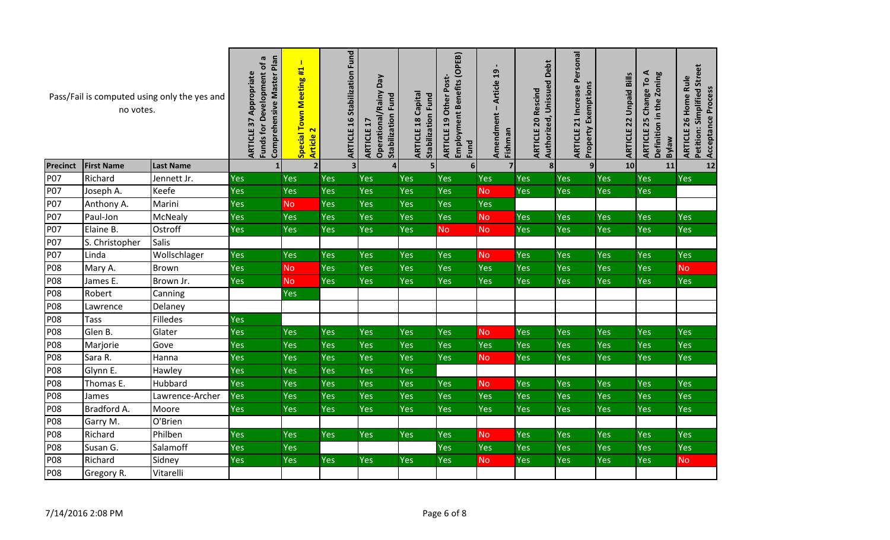Pass/Fail is computed using only the yes and no votes.

| Precinct | First Name | Last Name | ARTICLE 37 Appropriate Funds for Development of a Comprehensive Master Plan | Special Town Meeting #1 – Article 2 | ARTICLE 16 Stabilization Fund | ARTICLE 17 Operational/Rainy Day Stabilization Fund | ARTICLE 18 Capital Stabilization Fund | ARTICLE 19 Other Post-Employment Benefits (OPEB) Fund | Amendment – Article 19 - Fishman | ARTICLE 20 Rescind Authorized, Unissued Debt | ARTICLE 21 Increase Personal Property Exemptions | ARTICLE 22 Unpaid Bills | ARTICLE 25 Change To A Definition in the Zoning Bylaw | ARTICLE 26 Home Rule Petition: Simplified Street Acceptance Process |
|---|---|---|---|---|---|---|---|---|---|---|---|---|---|---|
| | | | 1 | 2 | 3 | 4 | 5 | 6 | 7 | 8 | 9 | 10 | 11 | 12 |
| P07 | Richard | Jennett Jr. | Yes | Yes | Yes | Yes | Yes | Yes | Yes | Yes | Yes | Yes | Yes | Yes |
| P07 | Joseph A. | Keefe | Yes | Yes | Yes | Yes | Yes | Yes | No | Yes | Yes | Yes | Yes | |
| P07 | Anthony A. | Marini | Yes | No | Yes | Yes | Yes | Yes | Yes | | | | | |
| P07 | Paul-Jon | McNealy | Yes | Yes | Yes | Yes | Yes | Yes | No | Yes | Yes | Yes | Yes | Yes |
| P07 | Elaine B. | Ostroff | Yes | Yes | Yes | Yes | Yes | No | No | Yes | Yes | Yes | Yes | Yes |
| P07 | S. Christopher | Salis | | | | | | | | | | | | |
| P07 | Linda | Wollschlager | Yes | Yes | Yes | Yes | Yes | Yes | No | Yes | Yes | Yes | Yes | Yes |
| P08 | Mary A. | Brown | Yes | No | Yes | Yes | Yes | Yes | Yes | Yes | Yes | Yes | Yes | No |
| P08 | James E. | Brown Jr. | Yes | No | Yes | Yes | Yes | Yes | Yes | Yes | Yes | Yes | Yes | Yes |
| P08 | Robert | Canning | | Yes | | | | | | | | | | |
| P08 | Lawrence | Delaney | | | | | | | | | | | | |
| P08 | Tass | Filledes | Yes | | | | | | | | | | | |
| P08 | Glen B. | Glater | Yes | Yes | Yes | Yes | Yes | Yes | No | Yes | Yes | Yes | Yes | Yes |
| P08 | Marjorie | Gove | Yes | Yes | Yes | Yes | Yes | Yes | Yes | Yes | Yes | Yes | Yes | Yes |
| P08 | Sara R. | Hanna | Yes | Yes | Yes | Yes | Yes | Yes | No | Yes | Yes | Yes | Yes | Yes |
| P08 | Glynn E. | Hawley | Yes | Yes | Yes | Yes | Yes | | | | | | | |
| P08 | Thomas E. | Hubbard | Yes | Yes | Yes | Yes | Yes | Yes | No | Yes | Yes | Yes | Yes | Yes |
| P08 | James | Lawrence-Archer | Yes | Yes | Yes | Yes | Yes | Yes | Yes | Yes | Yes | Yes | Yes | Yes |
| P08 | Bradford A. | Moore | Yes | Yes | Yes | Yes | Yes | Yes | Yes | Yes | Yes | Yes | Yes | Yes |
| P08 | Garry M. | O'Brien | | | | | | | | | | | | |
| P08 | Richard | Philben | Yes | Yes | Yes | Yes | Yes | Yes | No | Yes | Yes | Yes | Yes | Yes |
| P08 | Susan G. | Salamoff | Yes | Yes | | | | Yes | Yes | Yes | Yes | Yes | Yes | Yes |
| P08 | Richard | Sidney | Yes | Yes | Yes | Yes | Yes | Yes | No | Yes | Yes | Yes | Yes | No |
| P08 | Gregory R. | Vitarelli | | | | | | | | | | | | |

7/14/2016 2:08 PM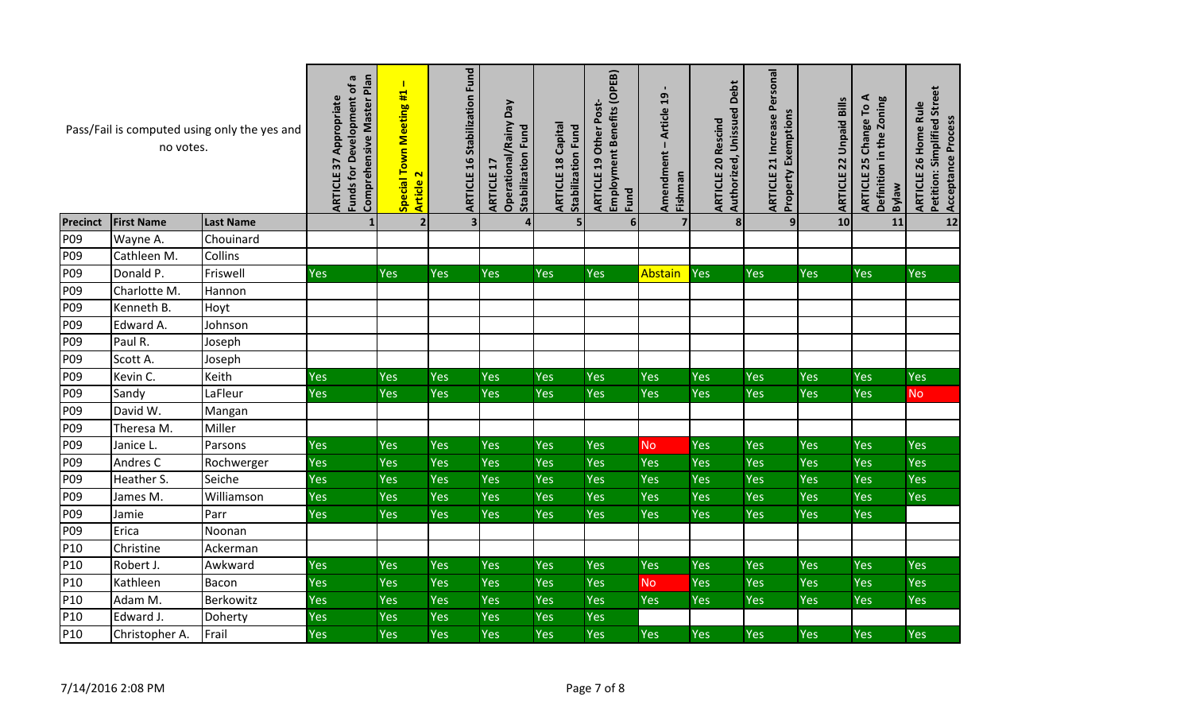| Pass/Fail is computed using only the yes and no votes. | | | ARTICLE 37 Appropriate Funds for Development of a Comprehensive Master Plan | Special Town Meeting #1 – Article 2 | ARTICLE 16 Stabilization Fund | ARTICLE 17 Operational/Rainy Day Stabilization Fund | ARTICLE 18 Capital Stabilization Fund | ARTICLE 19 Other Post-Employment Benefits (OPEB) Fund | Amendment – Article 19 - Fishman | ARTICLE 20 Rescind Authorized, Unissued Debt | ARTICLE 21 Increase Personal Property Exemptions | ARTICLE 22 Unpaid Bills | ARTICLE 25 Change To A Definition in the Zoning Bylaw | ARTICLE 26 Home Rule Petition: Simplified Street Acceptance Process |
|---|---|---|---|---|---|---|---|---|---|---|---|---|---|---|
| Precinct | First Name | Last Name | 1 | 2 | 3 | 4 | 5 | 6 | 7 | 8 | 9 | 10 | 11 | 12 |
| P09 | Wayne A. | Chouinard | | | | | | | | | | | | |
| P09 | Cathleen M. | Collins | | | | | | | | | | | | |
| P09 | Donald P. | Friswell | Yes | Yes | Yes | Yes | Yes | Yes | Abstain | Yes | Yes | Yes | Yes | Yes |
| P09 | Charlotte M. | Hannon | | | | | | | | | | | | |
| P09 | Kenneth B. | Hoyt | | | | | | | | | | | | |
| P09 | Edward A. | Johnson | | | | | | | | | | | | |
| P09 | Paul R. | Joseph | | | | | | | | | | | | |
| P09 | Scott A. | Joseph | | | | | | | | | | | | |
| P09 | Kevin C. | Keith | Yes | Yes | Yes | Yes | Yes | Yes | Yes | Yes | Yes | Yes | Yes | Yes |
| P09 | Sandy | LaFleur | Yes | Yes | Yes | Yes | Yes | Yes | Yes | Yes | Yes | Yes | Yes | No |
| P09 | David W. | Mangan | | | | | | | | | | | | |
| P09 | Theresa M. | Miller | | | | | | | | | | | | |
| P09 | Janice L. | Parsons | Yes | Yes | Yes | Yes | Yes | Yes | No | Yes | Yes | Yes | Yes | Yes |
| P09 | Andres C | Rochwerger | Yes | Yes | Yes | Yes | Yes | Yes | Yes | Yes | Yes | Yes | Yes | Yes |
| P09 | Heather S. | Seiche | Yes | Yes | Yes | Yes | Yes | Yes | Yes | Yes | Yes | Yes | Yes | Yes |
| P09 | James M. | Williamson | Yes | Yes | Yes | Yes | Yes | Yes | Yes | Yes | Yes | Yes | Yes | Yes |
| P09 | Jamie | Parr | Yes | Yes | Yes | Yes | Yes | Yes | Yes | Yes | Yes | Yes | Yes | |
| P09 | Erica | Noonan | | | | | | | | | | | | |
| P10 | Christine | Ackerman | | | | | | | | | | | | |
| P10 | Robert J. | Awkward | Yes | Yes | Yes | Yes | Yes | Yes | Yes | Yes | Yes | Yes | Yes | Yes |
| P10 | Kathleen | Bacon | Yes | Yes | Yes | Yes | Yes | Yes | No | Yes | Yes | Yes | Yes | Yes |
| P10 | Adam M. | Berkowitz | Yes | Yes | Yes | Yes | Yes | Yes | Yes | Yes | Yes | Yes | Yes | Yes |
| P10 | Edward J. | Doherty | Yes | Yes | Yes | Yes | Yes | Yes | | | | | | |
| P10 | Christopher A. | Frail | Yes | Yes | Yes | Yes | Yes | Yes | Yes | Yes | Yes | Yes | Yes | Yes |

7/14/2016 2:08 PM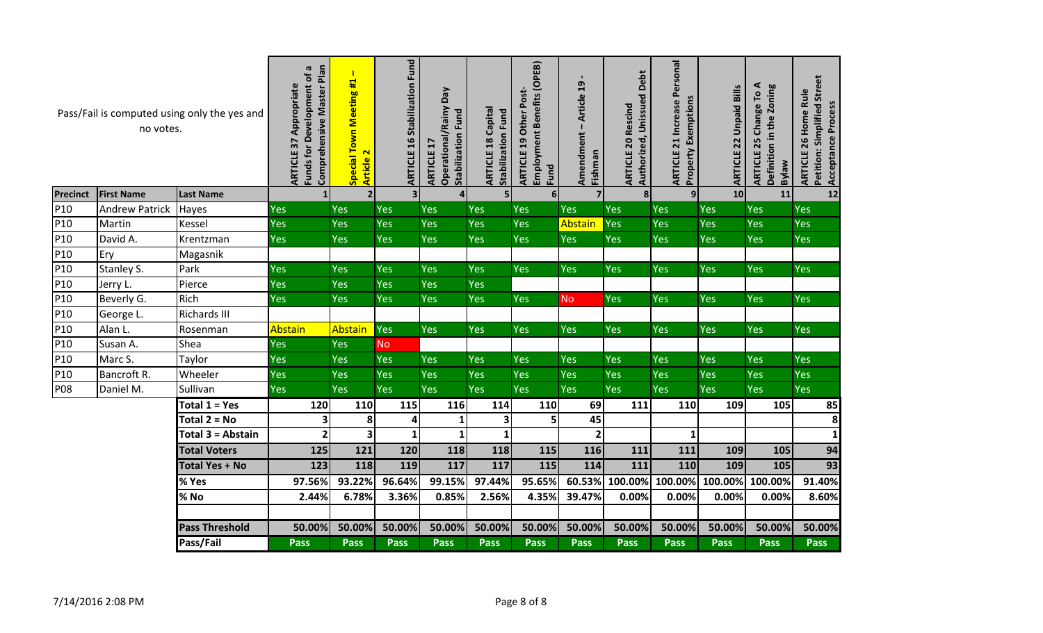| Pass/Fail is computed using only the yes and no votes. | | | ARTICLE 37 Appropriate Funds for Development of a Comprehensive Master Plan | Special Town Meeting #1 – Article 2 | ARTICLE 16 Stabilization Fund | ARTICLE 17 Operational/Rainy Day Stabilization Fund | ARTICLE 18 Capital Stabilization Fund | ARTICLE 19 Other Post-Employment Benefits (OPEB) Fund | Amendment – Article 19 - Fishman | ARTICLE 20 Rescind Authorized, Unissued Debt | ARTICLE 21 Increase Personal Property Exemptions | ARTICLE 22 Unpaid Bills | ARTICLE 25 Change To A Definition in the Zoning Bylaw | ARTICLE 26 Home Rule Petition: Simplified Street Acceptance Process |
|---|---|---|---|---|---|---|---|---|---|---|---|---|---|---|
| Precinct | First Name | Last Name | 1 | 2 | 3 | 4 | 5 | 6 | 7 | 8 | 9 | 10 | 11 | 12 |
| P10 | Andrew Patrick | Hayes | Yes | Yes | Yes | Yes | Yes | Yes | Yes | Yes | Yes | Yes | Yes | Yes |
| P10 | Martin | Kessel | Yes | Yes | Yes | Yes | Yes | Yes | Abstain | Yes | Yes | Yes | Yes | Yes |
| P10 | David A. | Krentzman | Yes | Yes | Yes | Yes | Yes | Yes | Yes | Yes | Yes | Yes | Yes | Yes |
| P10 | Ery | Magasnik | | | | | | | | | | | | |
| P10 | Stanley S. | Park | Yes | Yes | Yes | Yes | Yes | Yes | Yes | Yes | Yes | Yes | Yes | Yes |
| P10 | Jerry L. | Pierce | Yes | Yes | Yes | Yes | Yes | | | | | | | |
| P10 | Beverly G. | Rich | Yes | Yes | Yes | Yes | Yes | Yes | No | Yes | Yes | Yes | Yes | Yes |
| P10 | George L. | Richards III | | | | | | | | | | | | |
| P10 | Alan L. | Rosenman | Abstain | Abstain | Yes | Yes | Yes | Yes | Yes | Yes | Yes | Yes | Yes | Yes |
| P10 | Susan A. | Shea | Yes | Yes | No | | | | | | | | | |
| P10 | Marc S. | Taylor | Yes | Yes | Yes | Yes | Yes | Yes | Yes | Yes | Yes | Yes | Yes | Yes |
| P10 | Bancroft R. | Wheeler | Yes | Yes | Yes | Yes | Yes | Yes | Yes | Yes | Yes | Yes | Yes | Yes |
| P08 | Daniel M. | Sullivan | Yes | Yes | Yes | Yes | Yes | Yes | Yes | Yes | Yes | Yes | Yes | Yes |
| | | Total 1 = Yes | 120 | 110 | 115 | 116 | 114 | 110 | 69 | 111 | 110 | 109 | 105 | 85 |
| | | Total 2 = No | 3 | 8 | 4 | 1 | 3 | 5 | 45 | | | | | 8 |
| | | Total 3 = Abstain | 2 | 3 | 1 | 1 | 1 | | 2 | | 1 | | | 1 |
| | | Total Voters | 125 | 121 | 120 | 118 | 118 | 115 | 116 | 111 | 111 | 109 | 105 | 94 |
| | | Total Yes + No | 123 | 118 | 119 | 117 | 117 | 115 | 114 | 111 | 110 | 109 | 105 | 93 |
| | | % Yes | 97.56% | 93.22% | 96.64% | 99.15% | 97.44% | 95.65% | 60.53% | 100.00% | 100.00% | 100.00% | 100.00% | 91.40% |
| | | % No | 2.44% | 6.78% | 3.36% | 0.85% | 2.56% | 4.35% | 39.47% | 0.00% | 0.00% | 0.00% | 0.00% | 8.60% |
| | | | | | | | | | | | | | | |
| | | Pass Threshold | 50.00% | 50.00% | 50.00% | 50.00% | 50.00% | 50.00% | 50.00% | 50.00% | 50.00% | 50.00% | 50.00% | 50.00% |
| | | Pass/Fail | Pass | Pass | Pass | Pass | Pass | Pass | Pass | Pass | Pass | Pass | Pass | Pass |

7/14/2016 2:08 PM